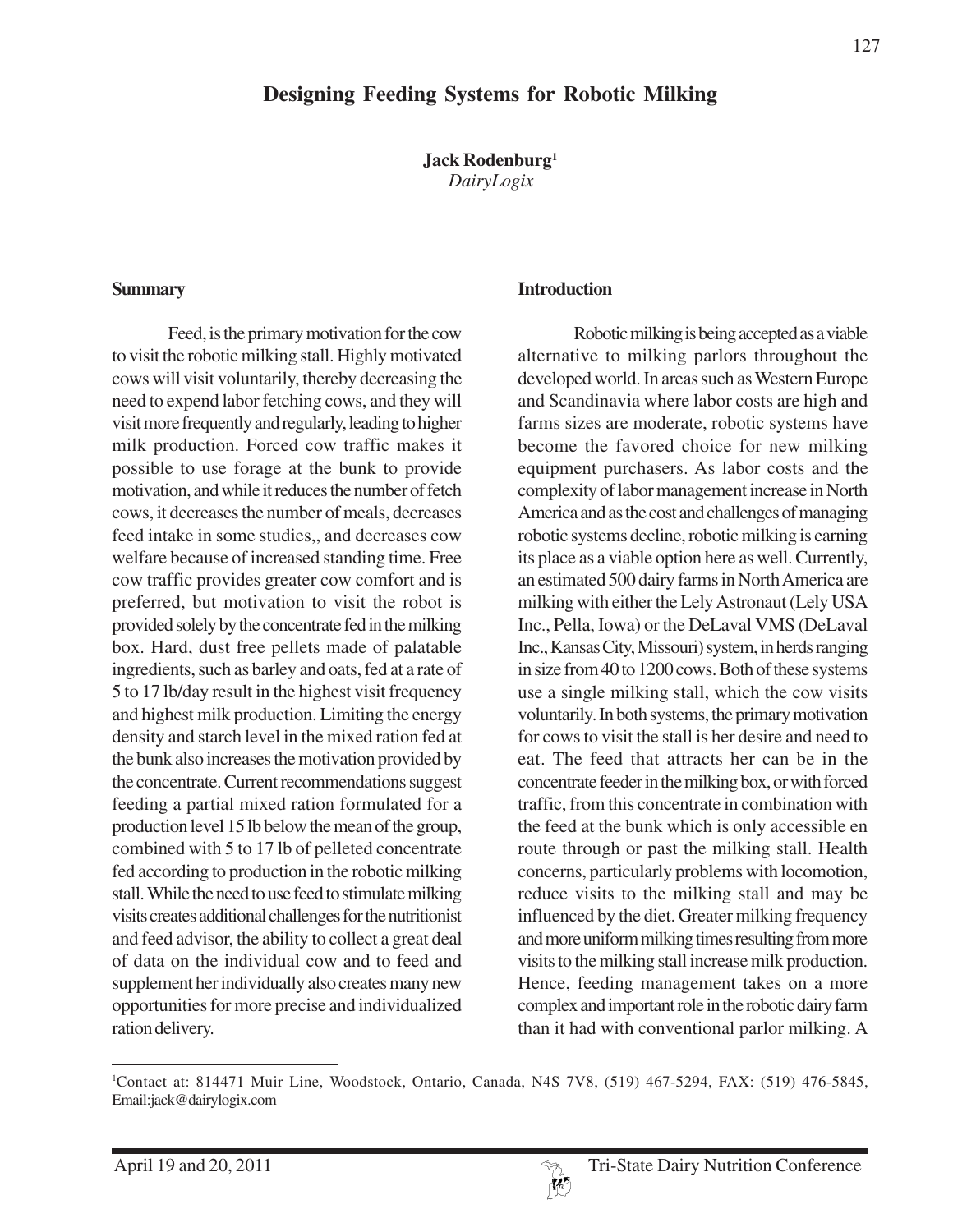# Designing Feeding Systems for Robotic Milking

**Jack Rodenburg[1]**
*DairyLogix*

## Summary

Feed, is the primary motivation for the cow to visit the robotic milking stall. Highly motivated cows will visit voluntarily, thereby decreasing the need to expend labor fetching cows, and they will visit more frequently and regularly, leading to higher milk production. Forced cow traffic makes it possible to use forage at the bunk to provide motivation, and while it reduces the number of fetch cows, it decreases the number of meals, decreases feed intake in some studies,, and decreases cow welfare because of increased standing time. Free cow traffic provides greater cow comfort and is preferred, but motivation to visit the robot is provided solely by the concentrate fed in the milking box. Hard, dust free pellets made of palatable ingredients, such as barley and oats, fed at a rate of 5 to 17 lb/day result in the highest visit frequency and highest milk production. Limiting the energy density and starch level in the mixed ration fed at the bunk also increases the motivation provided by the concentrate. Current recommendations suggest feeding a partial mixed ration formulated for a production level 15 lb below the mean of the group, combined with 5 to 17 lb of pelleted concentrate fed according to production in the robotic milking stall. While the need to use feed to stimulate milking visits creates additional challenges for the nutritionist and feed advisor, the ability to collect a great deal of data on the individual cow and to feed and supplement her individually also creates many new opportunities for more precise and individualized ration delivery.

## Introduction

Robotic milking is being accepted as a viable alternative to milking parlors throughout the developed world. In areas such as Western Europe and Scandinavia where labor costs are high and farms sizes are moderate, robotic systems have become the favored choice for new milking equipment purchasers. As labor costs and the complexity of labor management increase in North America and as the cost and challenges of managing robotic systems decline, robotic milking is earning its place as a viable option here as well. Currently, an estimated 500 dairy farms in North America are milking with either the Lely Astronaut (Lely USA Inc., Pella, Iowa) or the DeLaval VMS (DeLaval Inc., Kansas City, Missouri) system, in herds ranging in size from 40 to 1200 cows. Both of these systems use a single milking stall, which the cow visits voluntarily. In both systems, the primary motivation for cows to visit the stall is her desire and need to eat. The feed that attracts her can be in the concentrate feeder in the milking box, or with forced traffic, from this concentrate in combination with the feed at the bunk which is only accessible en route through or past the milking stall. Health concerns, particularly problems with locomotion, reduce visits to the milking stall and may be influenced by the diet. Greater milking frequency and more uniform milking times resulting from more visits to the milking stall increase milk production. Hence, feeding management takes on a more complex and important role in the robotic dairy farm than it had with conventional parlor milking. A

[1]Contact at: 814471 Muir Line, Woodstock, Ontario, Canada, N4S 7V8, (519) 467-5294, FAX: (519) 476-5845, Email:jack@dairylogix.com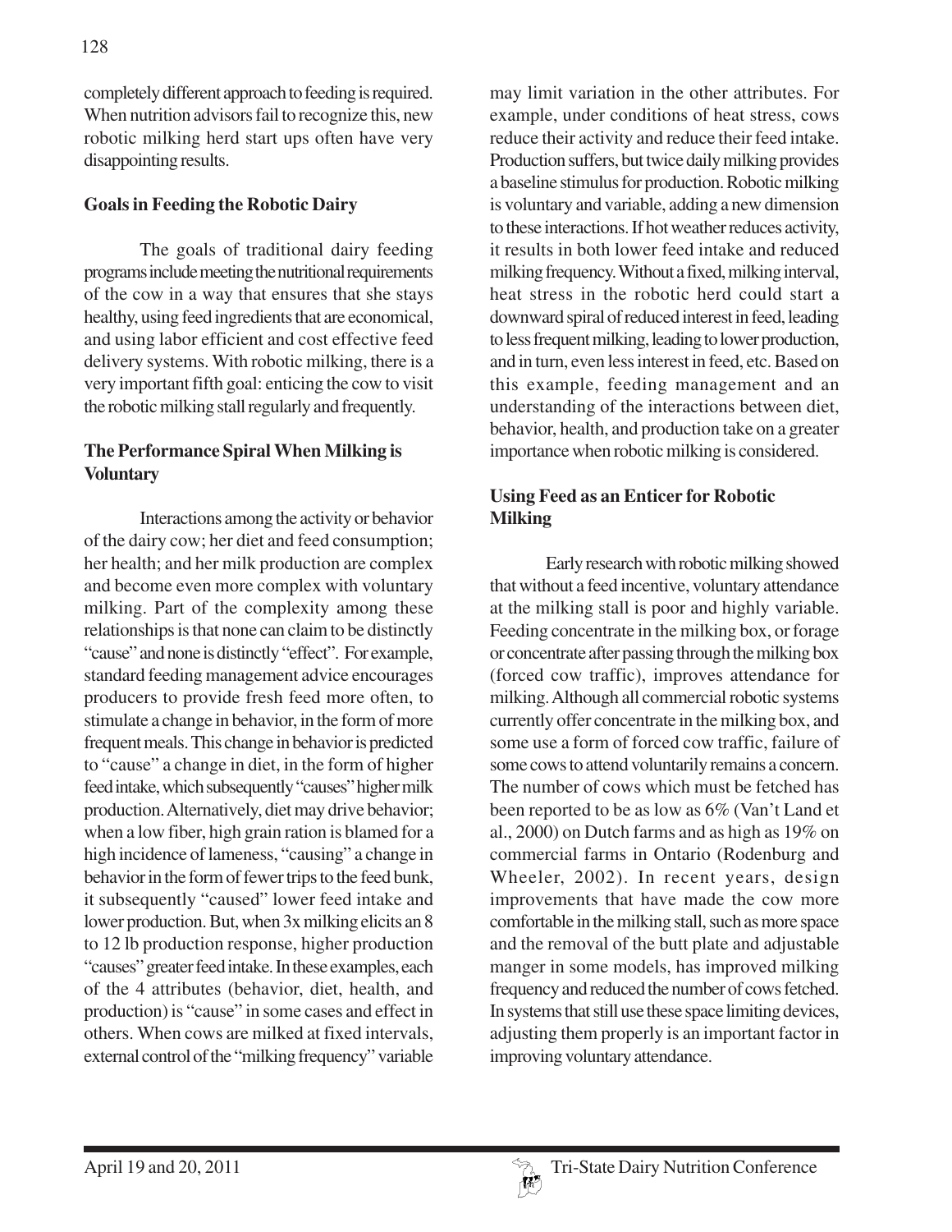completely different approach to feeding is required. When nutrition advisors fail to recognize this, new robotic milking herd start ups often have very disappointing results.

## Goals in Feeding the Robotic Dairy

The goals of traditional dairy feeding programs include meeting the nutritional requirements of the cow in a way that ensures that she stays healthy, using feed ingredients that are economical, and using labor efficient and cost effective feed delivery systems. With robotic milking, there is a very important fifth goal: enticing the cow to visit the robotic milking stall regularly and frequently.

## The Performance Spiral When Milking is Voluntary

Interactions among the activity or behavior of the dairy cow; her diet and feed consumption; her health; and her milk production are complex and become even more complex with voluntary milking. Part of the complexity among these relationships is that none can claim to be distinctly "cause" and none is distinctly "effect". For example, standard feeding management advice encourages producers to provide fresh feed more often, to stimulate a change in behavior, in the form of more frequent meals. This change in behavior is predicted to "cause" a change in diet, in the form of higher feed intake, which subsequently "causes" higher milk production. Alternatively, diet may drive behavior; when a low fiber, high grain ration is blamed for a high incidence of lameness, "causing" a change in behavior in the form of fewer trips to the feed bunk, it subsequently "caused" lower feed intake and lower production. But, when 3x milking elicits an 8 to 12 lb production response, higher production "causes" greater feed intake. In these examples, each of the 4 attributes (behavior, diet, health, and production) is "cause" in some cases and effect in others. When cows are milked at fixed intervals, external control of the "milking frequency" variable may limit variation in the other attributes. For example, under conditions of heat stress, cows reduce their activity and reduce their feed intake. Production suffers, but twice daily milking provides a baseline stimulus for production. Robotic milking is voluntary and variable, adding a new dimension to these interactions. If hot weather reduces activity, it results in both lower feed intake and reduced milking frequency. Without a fixed, milking interval, heat stress in the robotic herd could start a downward spiral of reduced interest in feed, leading to less frequent milking, leading to lower production, and in turn, even less interest in feed, etc. Based on this example, feeding management and an understanding of the interactions between diet, behavior, health, and production take on a greater importance when robotic milking is considered.

## Using Feed as an Enticer for Robotic Milking

Early research with robotic milking showed that without a feed incentive, voluntary attendance at the milking stall is poor and highly variable. Feeding concentrate in the milking box, or forage or concentrate after passing through the milking box (forced cow traffic), improves attendance for milking. Although all commercial robotic systems currently offer concentrate in the milking box, and some use a form of forced cow traffic, failure of some cows to attend voluntarily remains a concern. The number of cows which must be fetched has been reported to be as low as 6% (Van't Land et al., 2000) on Dutch farms and as high as 19% on commercial farms in Ontario (Rodenburg and Wheeler, 2002). In recent years, design improvements that have made the cow more comfortable in the milking stall, such as more space and the removal of the butt plate and adjustable manger in some models, has improved milking frequency and reduced the number of cows fetched. In systems that still use these space limiting devices, adjusting them properly is an important factor in improving voluntary attendance.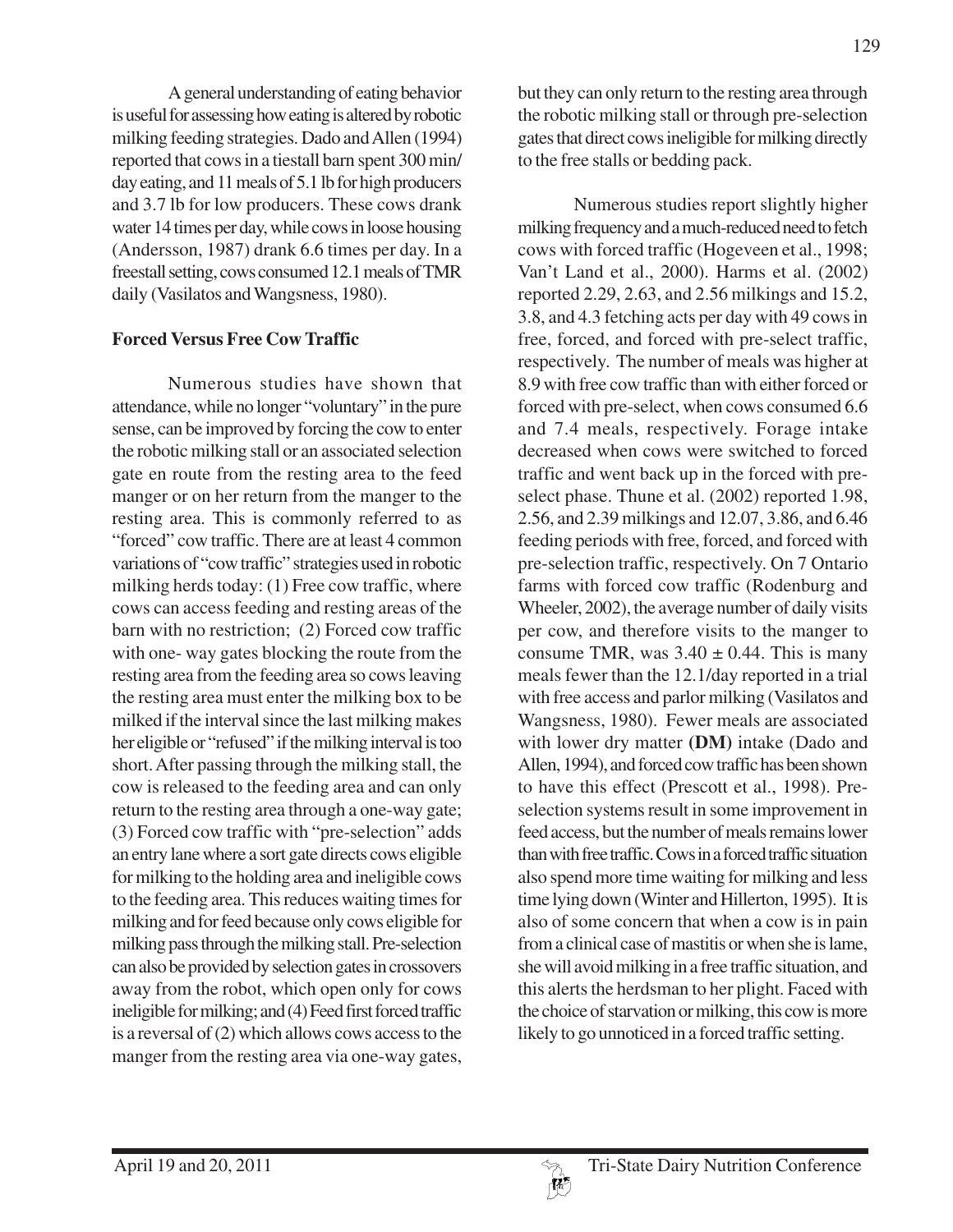A general understanding of eating behavior is useful for assessing how eating is altered by robotic milking feeding strategies. Dado and Allen (1994) reported that cows in a tiestall barn spent 300 min/day eating, and 11 meals of 5.1 lb for high producers and 3.7 lb for low producers. These cows drank water 14 times per day, while cows in loose housing (Andersson, 1987) drank 6.6 times per day. In a freestall setting, cows consumed 12.1 meals of TMR daily (Vasilatos and Wangsness, 1980).

## Forced Versus Free Cow Traffic

Numerous studies have shown that attendance, while no longer "voluntary" in the pure sense, can be improved by forcing the cow to enter the robotic milking stall or an associated selection gate en route from the resting area to the feed manger or on her return from the manger to the resting area. This is commonly referred to as "forced" cow traffic. There are at least 4 common variations of "cow traffic" strategies used in robotic milking herds today: (1) Free cow traffic, where cows can access feeding and resting areas of the barn with no restriction; (2) Forced cow traffic with one- way gates blocking the route from the resting area from the feeding area so cows leaving the resting area must enter the milking box to be milked if the interval since the last milking makes her eligible or "refused" if the milking interval is too short. After passing through the milking stall, the cow is released to the feeding area and can only return to the resting area through a one-way gate; (3) Forced cow traffic with "pre-selection" adds an entry lane where a sort gate directs cows eligible for milking to the holding area and ineligible cows to the feeding area. This reduces waiting times for milking and for feed because only cows eligible for milking pass through the milking stall. Pre-selection can also be provided by selection gates in crossovers away from the robot, which open only for cows ineligible for milking; and (4) Feed first forced traffic is a reversal of (2) which allows cows access to the manger from the resting area via one-way gates, but they can only return to the resting area through the robotic milking stall or through pre-selection gates that direct cows ineligible for milking directly to the free stalls or bedding pack.

Numerous studies report slightly higher milking frequency and a much-reduced need to fetch cows with forced traffic (Hogeveen et al., 1998; Van't Land et al., 2000). Harms et al. (2002) reported 2.29, 2.63, and 2.56 milkings and 15.2, 3.8, and 4.3 fetching acts per day with 49 cows in free, forced, and forced with pre-select traffic, respectively. The number of meals was higher at 8.9 with free cow traffic than with either forced or forced with pre-select, when cows consumed 6.6 and 7.4 meals, respectively. Forage intake decreased when cows were switched to forced traffic and went back up in the forced with pre-select phase. Thune et al. (2002) reported 1.98, 2.56, and 2.39 milkings and 12.07, 3.86, and 6.46 feeding periods with free, forced, and forced with pre-selection traffic, respectively. On 7 Ontario farms with forced cow traffic (Rodenburg and Wheeler, 2002), the average number of daily visits per cow, and therefore visits to the manger to consume TMR, was $3.40 \pm 0.44$. This is many meals fewer than the 12.1/day reported in a trial with free access and parlor milking (Vasilatos and Wangsness, 1980). Fewer meals are associated with lower dry matter **(DM)** intake (Dado and Allen, 1994), and forced cow traffic has been shown to have this effect (Prescott et al., 1998). Pre-selection systems result in some improvement in feed access, but the number of meals remains lower than with free traffic. Cows in a forced traffic situation also spend more time waiting for milking and less time lying down (Winter and Hillerton, 1995). It is also of some concern that when a cow is in pain from a clinical case of mastitis or when she is lame, she will avoid milking in a free traffic situation, and this alerts the herdsman to her plight. Faced with the choice of starvation or milking, this cow is more likely to go unnoticed in a forced traffic setting.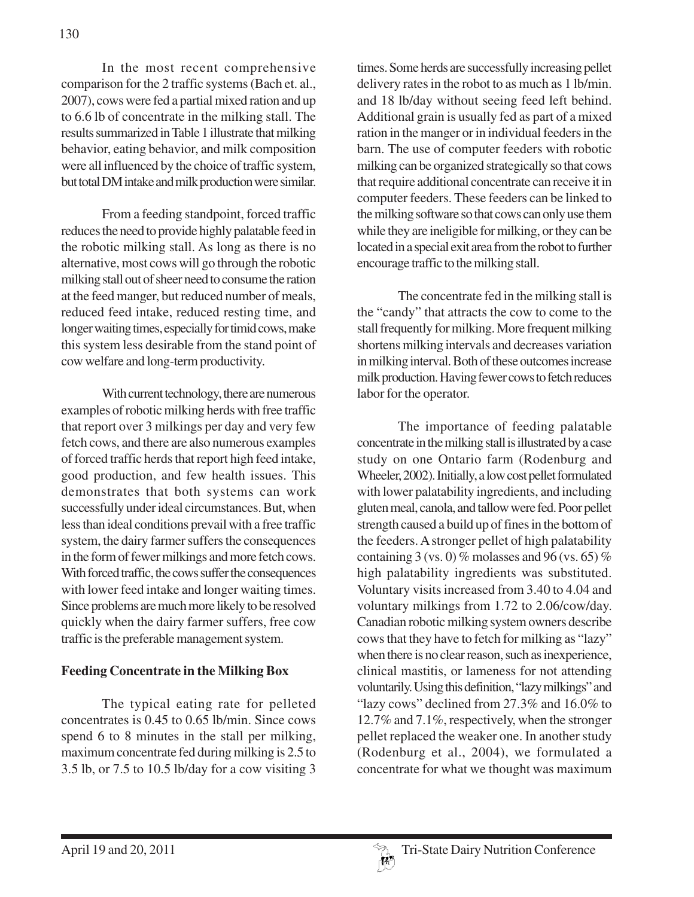In the most recent comprehensive comparison for the 2 traffic systems (Bach et. al., 2007), cows were fed a partial mixed ration and up to 6.6 lb of concentrate in the milking stall. The results summarized in Table 1 illustrate that milking behavior, eating behavior, and milk composition were all influenced by the choice of traffic system, but total DM intake and milk production were similar.

From a feeding standpoint, forced traffic reduces the need to provide highly palatable feed in the robotic milking stall. As long as there is no alternative, most cows will go through the robotic milking stall out of sheer need to consume the ration at the feed manger, but reduced number of meals, reduced feed intake, reduced resting time, and longer waiting times, especially for timid cows, make this system less desirable from the stand point of cow welfare and long-term productivity.

With current technology, there are numerous examples of robotic milking herds with free traffic that report over 3 milkings per day and very few fetch cows, and there are also numerous examples of forced traffic herds that report high feed intake, good production, and few health issues. This demonstrates that both systems can work successfully under ideal circumstances. But, when less than ideal conditions prevail with a free traffic system, the dairy farmer suffers the consequences in the form of fewer milkings and more fetch cows. With forced traffic, the cows suffer the consequences with lower feed intake and longer waiting times. Since problems are much more likely to be resolved quickly when the dairy farmer suffers, free cow traffic is the preferable management system.

**Feeding Concentrate in the Milking Box**

The typical eating rate for pelleted concentrates is 0.45 to 0.65 lb/min. Since cows spend 6 to 8 minutes in the stall per milking, maximum concentrate fed during milking is 2.5 to 3.5 lb, or 7.5 to 10.5 lb/day for a cow visiting 3 times. Some herds are successfully increasing pellet delivery rates in the robot to as much as 1 lb/min. and 18 lb/day without seeing feed left behind. Additional grain is usually fed as part of a mixed ration in the manger or in individual feeders in the barn. The use of computer feeders with robotic milking can be organized strategically so that cows that require additional concentrate can receive it in computer feeders. These feeders can be linked to the milking software so that cows can only use them while they are ineligible for milking, or they can be located in a special exit area from the robot to further encourage traffic to the milking stall.

The concentrate fed in the milking stall is the "candy" that attracts the cow to come to the stall frequently for milking. More frequent milking shortens milking intervals and decreases variation in milking interval. Both of these outcomes increase milk production. Having fewer cows to fetch reduces labor for the operator.

The importance of feeding palatable concentrate in the milking stall is illustrated by a case study on one Ontario farm (Rodenburg and Wheeler, 2002). Initially, a low cost pellet formulated with lower palatability ingredients, and including gluten meal, canola, and tallow were fed. Poor pellet strength caused a build up of fines in the bottom of the feeders. A stronger pellet of high palatability containing 3 (vs. 0) % molasses and 96 (vs. 65) % high palatability ingredients was substituted. Voluntary visits increased from 3.40 to 4.04 and voluntary milkings from 1.72 to 2.06/cow/day. Canadian robotic milking system owners describe cows that they have to fetch for milking as "lazy" when there is no clear reason, such as inexperience, clinical mastitis, or lameness for not attending voluntarily. Using this definition, "lazy milkings" and "lazy cows" declined from 27.3% and 16.0% to 12.7% and 7.1%, respectively, when the stronger pellet replaced the weaker one. In another study (Rodenburg et al., 2004), we formulated a concentrate for what we thought was maximum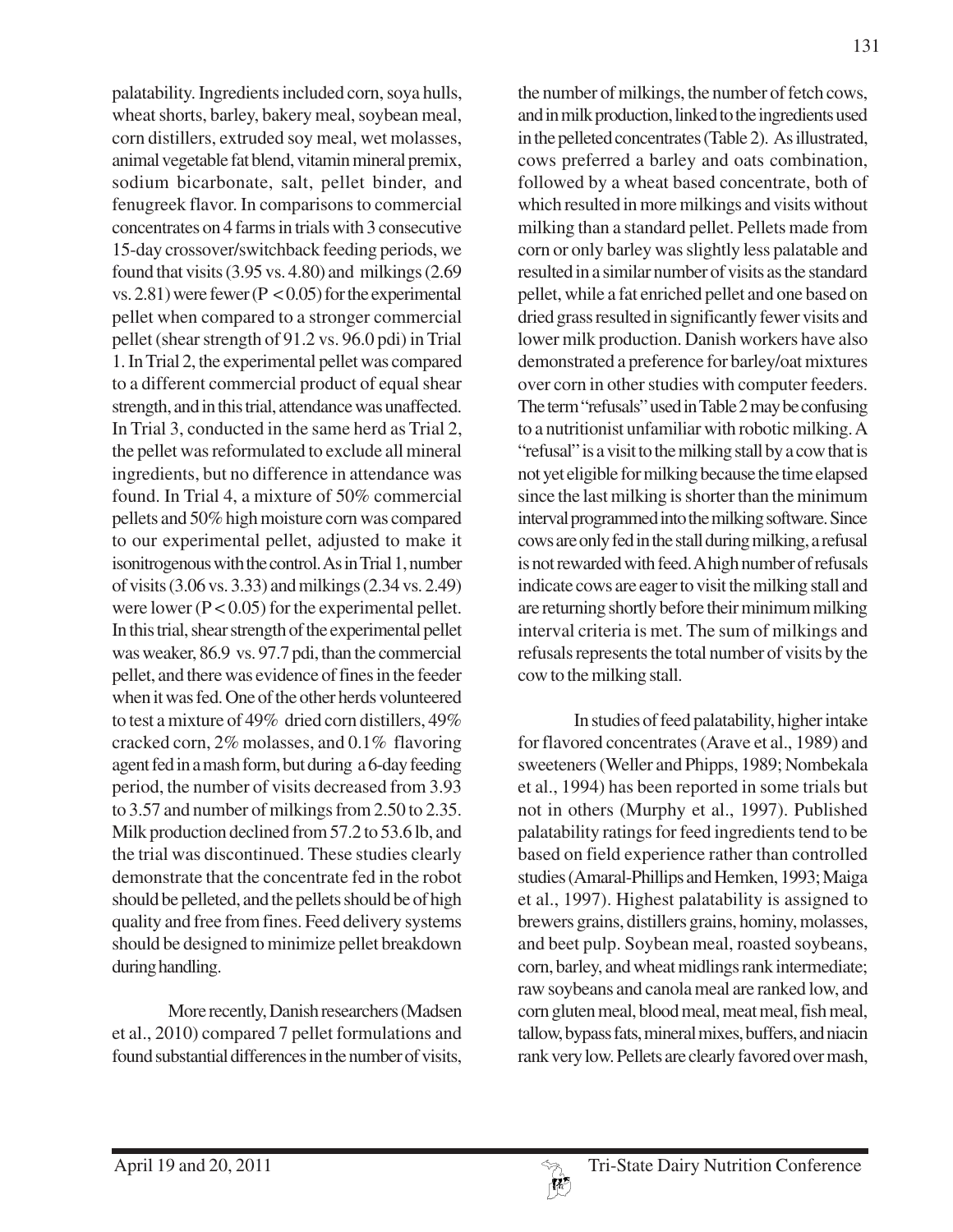palatability. Ingredients included corn, soya hulls, wheat shorts, barley, bakery meal, soybean meal, corn distillers, extruded soy meal, wet molasses, animal vegetable fat blend, vitamin mineral premix, sodium bicarbonate, salt, pellet binder, and fenugreek flavor. In comparisons to commercial concentrates on 4 farms in trials with 3 consecutive 15-day crossover/switchback feeding periods, we found that visits (3.95 vs. 4.80) and milkings (2.69 vs. 2.81) were fewer ($P < 0.05$) for the experimental pellet when compared to a stronger commercial pellet (shear strength of 91.2 vs. 96.0 pdi) in Trial 1. In Trial 2, the experimental pellet was compared to a different commercial product of equal shear strength, and in this trial, attendance was unaffected. In Trial 3, conducted in the same herd as Trial 2, the pellet was reformulated to exclude all mineral ingredients, but no difference in attendance was found. In Trial 4, a mixture of 50% commercial pellets and 50% high moisture corn was compared to our experimental pellet, adjusted to make it isonitrogenous with the control. As in Trial 1, number of visits (3.06 vs. 3.33) and milkings (2.34 vs. 2.49) were lower ($P < 0.05$) for the experimental pellet. In this trial, shear strength of the experimental pellet was weaker, 86.9 vs. 97.7 pdi, than the commercial pellet, and there was evidence of fines in the feeder when it was fed. One of the other herds volunteered to test a mixture of 49% dried corn distillers, 49% cracked corn, 2% molasses, and 0.1% flavoring agent fed in a mash form, but during a 6-day feeding period, the number of visits decreased from 3.93 to 3.57 and number of milkings from 2.50 to 2.35. Milk production declined from 57.2 to 53.6 lb, and the trial was discontinued. These studies clearly demonstrate that the concentrate fed in the robot should be pelleted, and the pellets should be of high quality and free from fines. Feed delivery systems should be designed to minimize pellet breakdown during handling.

More recently, Danish researchers (Madsen et al., 2010) compared 7 pellet formulations and found substantial differences in the number of visits, the number of milkings, the number of fetch cows, and in milk production, linked to the ingredients used in the pelleted concentrates (Table 2). As illustrated, cows preferred a barley and oats combination, followed by a wheat based concentrate, both of which resulted in more milkings and visits without milking than a standard pellet. Pellets made from corn or only barley was slightly less palatable and resulted in a similar number of visits as the standard pellet, while a fat enriched pellet and one based on dried grass resulted in significantly fewer visits and lower milk production. Danish workers have also demonstrated a preference for barley/oat mixtures over corn in other studies with computer feeders. The term "refusals" used in Table 2 may be confusing to a nutritionist unfamiliar with robotic milking. A "refusal" is a visit to the milking stall by a cow that is not yet eligible for milking because the time elapsed since the last milking is shorter than the minimum interval programmed into the milking software. Since cows are only fed in the stall during milking, a refusal is not rewarded with feed. A high number of refusals indicate cows are eager to visit the milking stall and are returning shortly before their minimum milking interval criteria is met. The sum of milkings and refusals represents the total number of visits by the cow to the milking stall.

In studies of feed palatability, higher intake for flavored concentrates (Arave et al., 1989) and sweeteners (Weller and Phipps, 1989; Nombekala et al., 1994) has been reported in some trials but not in others (Murphy et al., 1997). Published palatability ratings for feed ingredients tend to be based on field experience rather than controlled studies (Amaral-Phillips and Hemken, 1993; Maiga et al., 1997). Highest palatability is assigned to brewers grains, distillers grains, hominy, molasses, and beet pulp. Soybean meal, roasted soybeans, corn, barley, and wheat midlings rank intermediate; raw soybeans and canola meal are ranked low, and corn gluten meal, blood meal, meat meal, fish meal, tallow, bypass fats, mineral mixes, buffers, and niacin rank very low. Pellets are clearly favored over mash,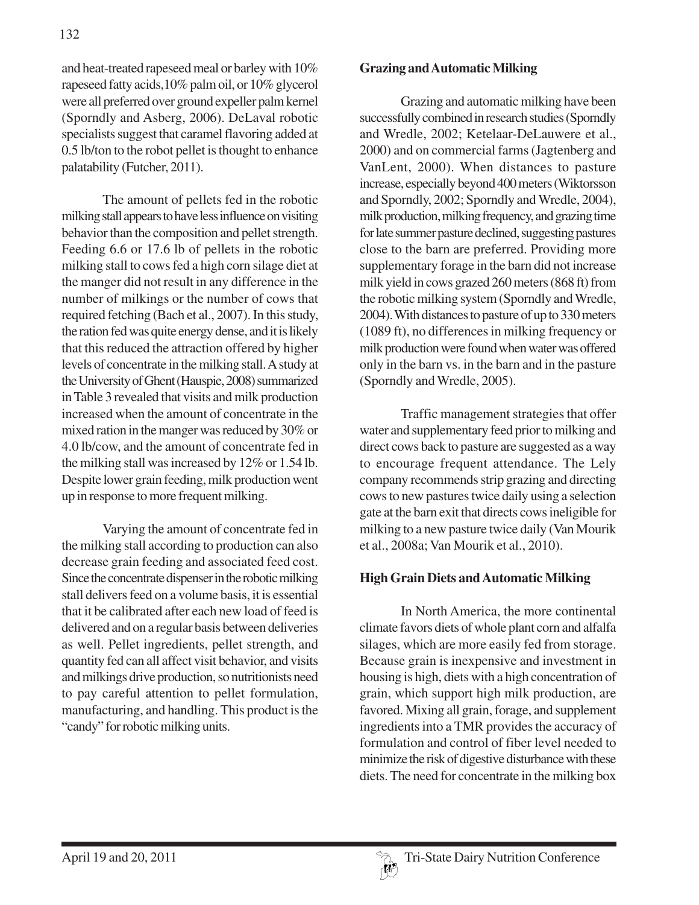and heat-treated rapeseed meal or barley with 10% rapeseed fatty acids,10% palm oil, or 10% glycerol were all preferred over ground expeller palm kernel (Sporndly and Asberg, 2006). DeLaval robotic specialists suggest that caramel flavoring added at 0.5 lb/ton to the robot pellet is thought to enhance palatability (Futcher, 2011).

The amount of pellets fed in the robotic milking stall appears to have less influence on visiting behavior than the composition and pellet strength. Feeding 6.6 or 17.6 lb of pellets in the robotic milking stall to cows fed a high corn silage diet at the manger did not result in any difference in the number of milkings or the number of cows that required fetching (Bach et al., 2007). In this study, the ration fed was quite energy dense, and it is likely that this reduced the attraction offered by higher levels of concentrate in the milking stall. A study at the University of Ghent (Hauspie, 2008) summarized in Table 3 revealed that visits and milk production increased when the amount of concentrate in the mixed ration in the manger was reduced by 30% or 4.0 lb/cow, and the amount of concentrate fed in the milking stall was increased by 12% or 1.54 lb. Despite lower grain feeding, milk production went up in response to more frequent milking.

Varying the amount of concentrate fed in the milking stall according to production can also decrease grain feeding and associated feed cost. Since the concentrate dispenser in the robotic milking stall delivers feed on a volume basis, it is essential that it be calibrated after each new load of feed is delivered and on a regular basis between deliveries as well. Pellet ingredients, pellet strength, and quantity fed can all affect visit behavior, and visits and milkings drive production, so nutritionists need to pay careful attention to pellet formulation, manufacturing, and handling. This product is the "candy" for robotic milking units.

**Grazing and Automatic Milking**

Grazing and automatic milking have been successfully combined in research studies (Sporndly and Wredle, 2002; Ketelaar-DeLauwere et al., 2000) and on commercial farms (Jagtenberg and VanLent, 2000). When distances to pasture increase, especially beyond 400 meters (Wiktorsson and Sporndly, 2002; Sporndly and Wredle, 2004), milk production, milking frequency, and grazing time for late summer pasture declined, suggesting pastures close to the barn are preferred. Providing more supplementary forage in the barn did not increase milk yield in cows grazed 260 meters (868 ft) from the robotic milking system (Sporndly and Wredle, 2004). With distances to pasture of up to 330 meters (1089 ft), no differences in milking frequency or milk production were found when water was offered only in the barn vs. in the barn and in the pasture (Sporndly and Wredle, 2005).

Traffic management strategies that offer water and supplementary feed prior to milking and direct cows back to pasture are suggested as a way to encourage frequent attendance. The Lely company recommends strip grazing and directing cows to new pastures twice daily using a selection gate at the barn exit that directs cows ineligible for milking to a new pasture twice daily (Van Mourik et al., 2008a; Van Mourik et al., 2010).

**High Grain Diets and Automatic Milking**

In North America, the more continental climate favors diets of whole plant corn and alfalfa silages, which are more easily fed from storage. Because grain is inexpensive and investment in housing is high, diets with a high concentration of grain, which support high milk production, are favored. Mixing all grain, forage, and supplement ingredients into a TMR provides the accuracy of formulation and control of fiber level needed to minimize the risk of digestive disturbance with these diets. The need for concentrate in the milking box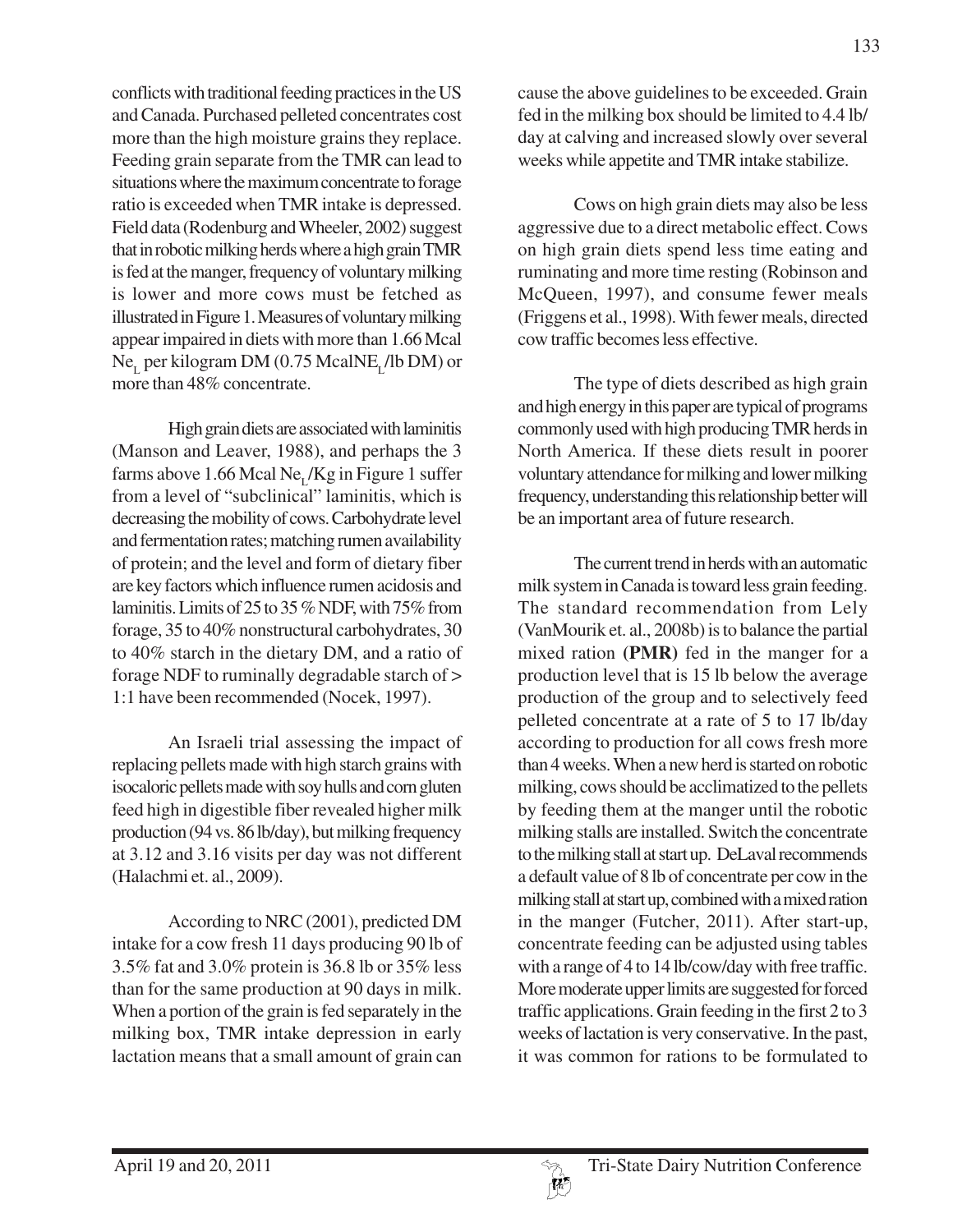conflicts with traditional feeding practices in the US and Canada. Purchased pelleted concentrates cost more than the high moisture grains they replace. Feeding grain separate from the TMR can lead to situations where the maximum concentrate to forage ratio is exceeded when TMR intake is depressed. Field data (Rodenburg and Wheeler, 2002) suggest that in robotic milking herds where a high grain TMR is fed at the manger, frequency of voluntary milking is lower and more cows must be fetched as illustrated in Figure 1. Measures of voluntary milking appear impaired in diets with more than 1.66 Mcal $Ne_L$ per kilogram DM (0.75 Mcal$NE_L$/lb DM) or more than 48% concentrate.

High grain diets are associated with laminitis (Manson and Leaver, 1988), and perhaps the 3 farms above 1.66 Mcal $Ne_L$/Kg in Figure 1 suffer from a level of "subclinical" laminitis, which is decreasing the mobility of cows. Carbohydrate level and fermentation rates; matching rumen availability of protein; and the level and form of dietary fiber are key factors which influence rumen acidosis and laminitis. Limits of 25 to 35 % NDF, with 75% from forage, 35 to 40% nonstructural carbohydrates, 30 to 40% starch in the dietary DM, and a ratio of forage NDF to ruminally degradable starch of > 1:1 have been recommended (Nocek, 1997).

An Israeli trial assessing the impact of replacing pellets made with high starch grains with isocaloric pellets made with soy hulls and corn gluten feed high in digestible fiber revealed higher milk production (94 vs. 86 lb/day), but milking frequency at 3.12 and 3.16 visits per day was not different (Halachmi et. al., 2009).

According to NRC (2001), predicted DM intake for a cow fresh 11 days producing 90 lb of 3.5% fat and 3.0% protein is 36.8 lb or 35% less than for the same production at 90 days in milk. When a portion of the grain is fed separately in the milking box, TMR intake depression in early lactation means that a small amount of grain can cause the above guidelines to be exceeded. Grain fed in the milking box should be limited to 4.4 lb/day at calving and increased slowly over several weeks while appetite and TMR intake stabilize.

Cows on high grain diets may also be less aggressive due to a direct metabolic effect. Cows on high grain diets spend less time eating and ruminating and more time resting (Robinson and McQueen, 1997), and consume fewer meals (Friggens et al., 1998). With fewer meals, directed cow traffic becomes less effective.

The type of diets described as high grain and high energy in this paper are typical of programs commonly used with high producing TMR herds in North America. If these diets result in poorer voluntary attendance for milking and lower milking frequency, understanding this relationship better will be an important area of future research.

The current trend in herds with an automatic milk system in Canada is toward less grain feeding. The standard recommendation from Lely (VanMourik et. al., 2008b) is to balance the partial mixed ration **(PMR)** fed in the manger for a production level that is 15 lb below the average production of the group and to selectively feed pelleted concentrate at a rate of 5 to 17 lb/day according to production for all cows fresh more than 4 weeks. When a new herd is started on robotic milking, cows should be acclimatized to the pellets by feeding them at the manger until the robotic milking stalls are installed. Switch the concentrate to the milking stall at start up. DeLaval recommends a default value of 8 lb of concentrate per cow in the milking stall at start up, combined with a mixed ration in the manger (Futcher, 2011). After start-up, concentrate feeding can be adjusted using tables with a range of 4 to 14 lb/cow/day with free traffic. More moderate upper limits are suggested for forced traffic applications. Grain feeding in the first 2 to 3 weeks of lactation is very conservative. In the past, it was common for rations to be formulated to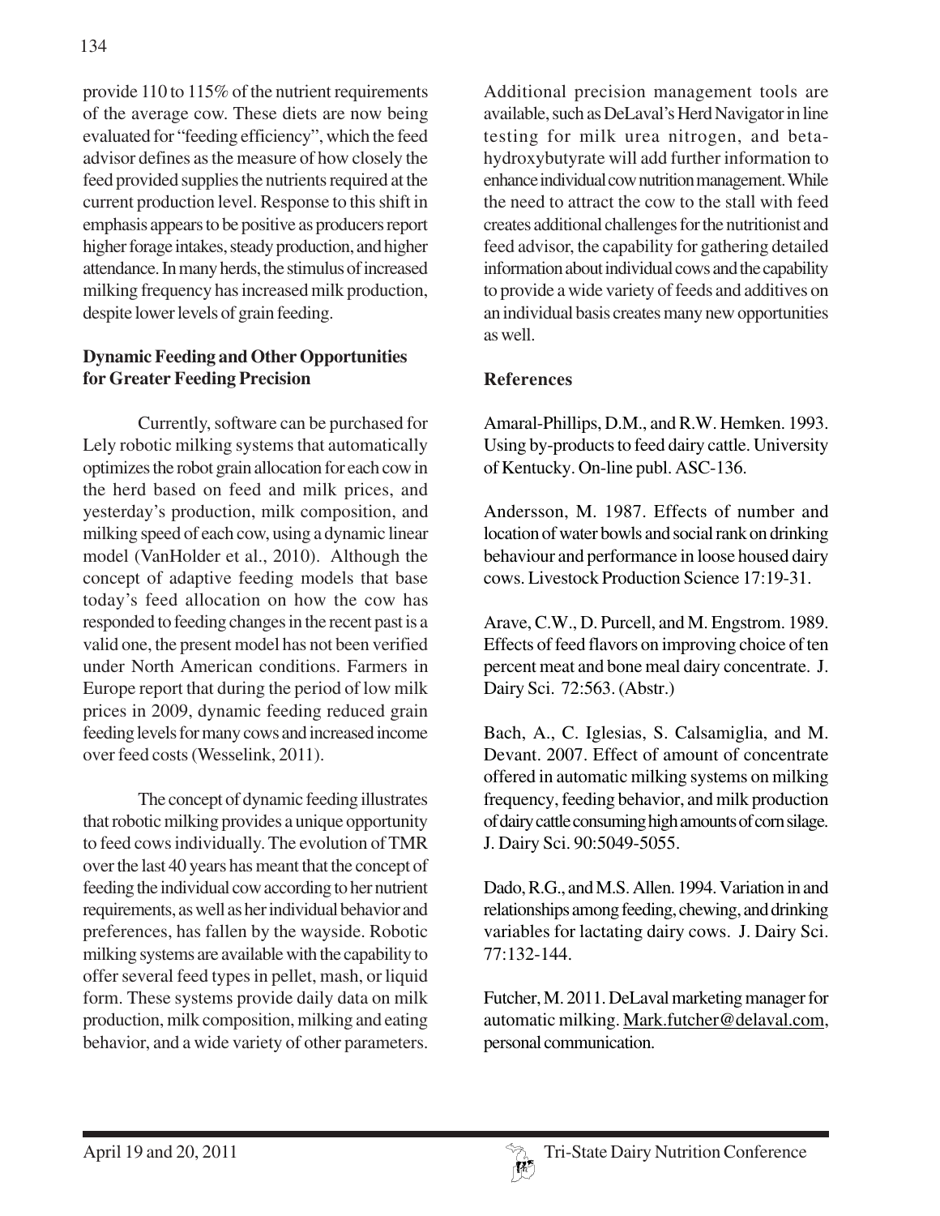provide 110 to 115% of the nutrient requirements of the average cow. These diets are now being evaluated for "feeding efficiency", which the feed advisor defines as the measure of how closely the feed provided supplies the nutrients required at the current production level. Response to this shift in emphasis appears to be positive as producers report higher forage intakes, steady production, and higher attendance. In many herds, the stimulus of increased milking frequency has increased milk production, despite lower levels of grain feeding.

### Dynamic Feeding and Other Opportunities for Greater Feeding Precision

Currently, software can be purchased for Lely robotic milking systems that automatically optimizes the robot grain allocation for each cow in the herd based on feed and milk prices, and yesterday's production, milk composition, and milking speed of each cow, using a dynamic linear model (VanHolder et al., 2010). Although the concept of adaptive feeding models that base today's feed allocation on how the cow has responded to feeding changes in the recent past is a valid one, the present model has not been verified under North American conditions. Farmers in Europe report that during the period of low milk prices in 2009, dynamic feeding reduced grain feeding levels for many cows and increased income over feed costs (Wesselink, 2011).

The concept of dynamic feeding illustrates that robotic milking provides a unique opportunity to feed cows individually. The evolution of TMR over the last 40 years has meant that the concept of feeding the individual cow according to her nutrient requirements, as well as her individual behavior and preferences, has fallen by the wayside. Robotic milking systems are available with the capability to offer several feed types in pellet, mash, or liquid form. These systems provide daily data on milk production, milk composition, milking and eating behavior, and a wide variety of other parameters. Additional precision management tools are available, such as DeLaval's Herd Navigator in line testing for milk urea nitrogen, and beta-hydroxybutyrate will add further information to enhance individual cow nutrition management. While the need to attract the cow to the stall with feed creates additional challenges for the nutritionist and feed advisor, the capability for gathering detailed information about individual cows and the capability to provide a wide variety of feeds and additives on an individual basis creates many new opportunities as well.

### References

Amaral-Phillips, D.M., and R.W. Hemken. 1993. Using by-products to feed dairy cattle. University of Kentucky. On-line publ. ASC-136.

Andersson, M. 1987. Effects of number and location of water bowls and social rank on drinking behaviour and performance in loose housed dairy cows. Livestock Production Science 17:19-31.

Arave, C.W., D. Purcell, and M. Engstrom. 1989. Effects of feed flavors on improving choice of ten percent meat and bone meal dairy concentrate. J. Dairy Sci. 72:563. (Abstr.)

Bach, A., C. Iglesias, S. Calsamiglia, and M. Devant. 2007. Effect of amount of concentrate offered in automatic milking systems on milking frequency, feeding behavior, and milk production of dairy cattle consuming high amounts of corn silage. J. Dairy Sci. 90:5049-5055.

Dado, R.G., and M.S. Allen. 1994. Variation in and relationships among feeding, chewing, and drinking variables for lactating dairy cows. J. Dairy Sci. 77:132-144.

Futcher, M. 2011. DeLaval marketing manager for automatic milking. Mark.futcher@delaval.com, personal communication.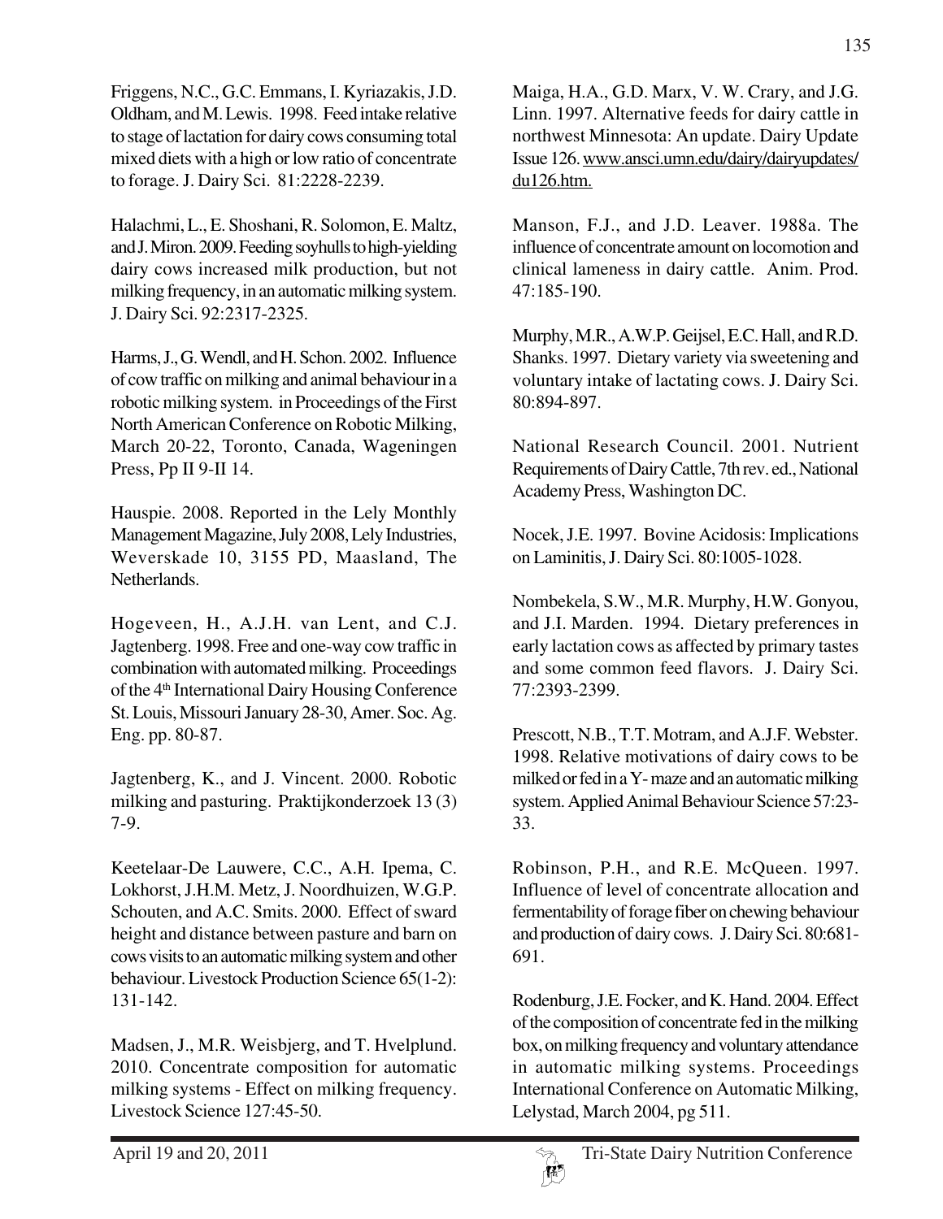Friggens, N.C., G.C. Emmans, I. Kyriazakis, J.D. Oldham, and M. Lewis. 1998. Feed intake relative to stage of lactation for dairy cows consuming total mixed diets with a high or low ratio of concentrate to forage. J. Dairy Sci. 81:2228-2239.

Halachmi, L., E. Shoshani, R. Solomon, E. Maltz, and J. Miron. 2009. Feeding soyhulls to high-yielding dairy cows increased milk production, but not milking frequency, in an automatic milking system. J. Dairy Sci. 92:2317-2325.

Harms, J., G. Wendl, and H. Schon. 2002. Influence of cow traffic on milking and animal behaviour in a robotic milking system. in Proceedings of the First North American Conference on Robotic Milking, March 20-22, Toronto, Canada, Wageningen Press, Pp II 9-II 14.

Hauspie. 2008. Reported in the Lely Monthly Management Magazine, July 2008, Lely Industries, Weverskade 10, 3155 PD, Maasland, The Netherlands.

Hogeveen, H., A.J.H. van Lent, and C.J. Jagtenberg. 1998. Free and one-way cow traffic in combination with automated milking. Proceedings of the 4th International Dairy Housing Conference St. Louis, Missouri January 28-30, Amer. Soc. Ag. Eng. pp. 80-87.

Jagtenberg, K., and J. Vincent. 2000. Robotic milking and pasturing. Praktijkonderzoek 13 (3) 7-9.

Keetelaar-De Lauwere, C.C., A.H. Ipema, C. Lokhorst, J.H.M. Metz, J. Noordhuizen, W.G.P. Schouten, and A.C. Smits. 2000. Effect of sward height and distance between pasture and barn on cows visits to an automatic milking system and other behaviour. Livestock Production Science 65(1-2): 131-142.

Madsen, J., M.R. Weisbjerg, and T. Hvelplund. 2010. Concentrate composition for automatic milking systems - Effect on milking frequency. Livestock Science 127:45-50.

Maiga, H.A., G.D. Marx, V. W. Crary, and J.G. Linn. 1997. Alternative feeds for dairy cattle in northwest Minnesota: An update. Dairy Update Issue 126. www.ansci.umn.edu/dairy/dairyupdates/du126.htm.

Manson, F.J., and J.D. Leaver. 1988a. The influence of concentrate amount on locomotion and clinical lameness in dairy cattle. Anim. Prod. 47:185-190.

Murphy, M.R., A.W.P. Geijsel, E.C. Hall, and R.D. Shanks. 1997. Dietary variety via sweetening and voluntary intake of lactating cows. J. Dairy Sci. 80:894-897.

National Research Council. 2001. Nutrient Requirements of Dairy Cattle, 7th rev. ed., National Academy Press, Washington DC.

Nocek, J.E. 1997. Bovine Acidosis: Implications on Laminitis, J. Dairy Sci. 80:1005-1028.

Nombekela, S.W., M.R. Murphy, H.W. Gonyou, and J.I. Marden. 1994. Dietary preferences in early lactation cows as affected by primary tastes and some common feed flavors. J. Dairy Sci. 77:2393-2399.

Prescott, N.B., T.T. Motram, and A.J.F. Webster. 1998. Relative motivations of dairy cows to be milked or fed in a Y- maze and an automatic milking system. Applied Animal Behaviour Science 57:23-33.

Robinson, P.H., and R.E. McQueen. 1997. Influence of level of concentrate allocation and fermentability of forage fiber on chewing behaviour and production of dairy cows. J. Dairy Sci. 80:681-691.

Rodenburg, J.E. Focker, and K. Hand. 2004. Effect of the composition of concentrate fed in the milking box, on milking frequency and voluntary attendance in automatic milking systems. Proceedings International Conference on Automatic Milking, Lelystad, March 2004, pg 511.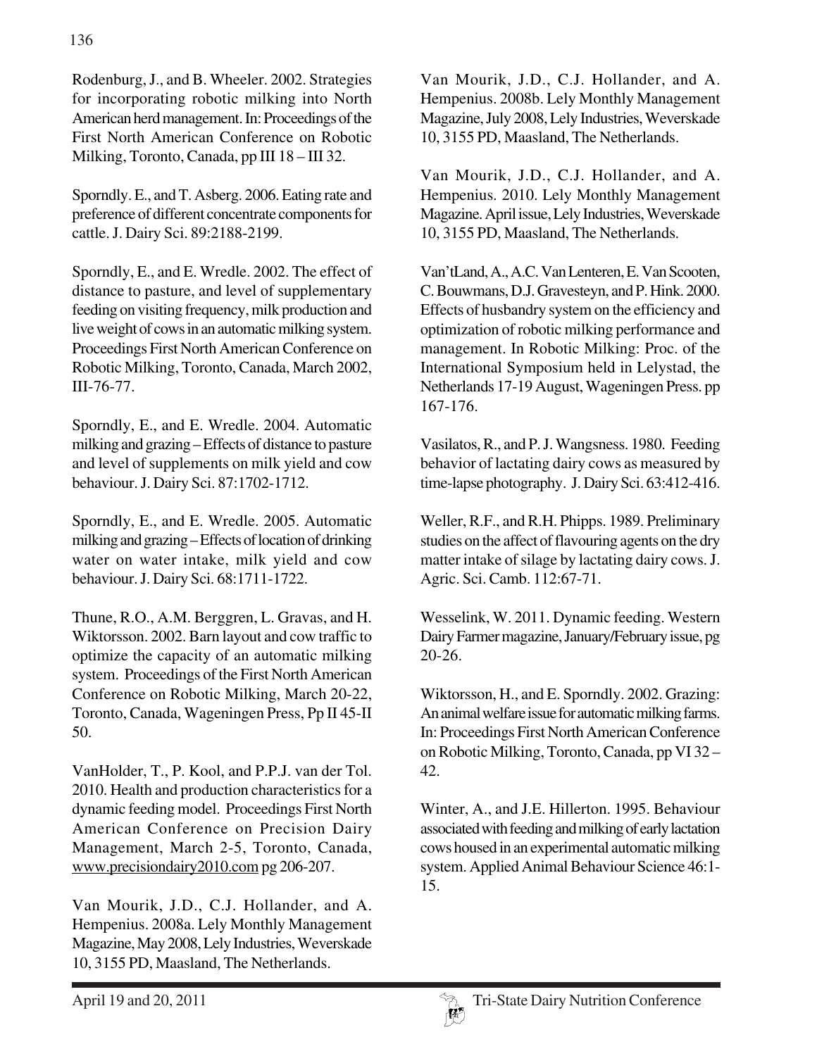Rodenburg, J., and B. Wheeler. 2002. Strategies for incorporating robotic milking into North American herd management. In: Proceedings of the First North American Conference on Robotic Milking, Toronto, Canada, pp III 18 – III 32.

Sporndly. E., and T. Asberg. 2006. Eating rate and preference of different concentrate components for cattle. J. Dairy Sci. 89:2188-2199.

Sporndly, E., and E. Wredle. 2002. The effect of distance to pasture, and level of supplementary feeding on visiting frequency, milk production and live weight of cows in an automatic milking system. Proceedings First North American Conference on Robotic Milking, Toronto, Canada, March 2002, III-76-77.

Sporndly, E., and E. Wredle. 2004. Automatic milking and grazing – Effects of distance to pasture and level of supplements on milk yield and cow behaviour. J. Dairy Sci. 87:1702-1712.

Sporndly, E., and E. Wredle. 2005. Automatic milking and grazing – Effects of location of drinking water on water intake, milk yield and cow behaviour. J. Dairy Sci. 68:1711-1722.

Thune, R.O., A.M. Berggren, L. Gravas, and H. Wiktorsson. 2002. Barn layout and cow traffic to optimize the capacity of an automatic milking system. Proceedings of the First North American Conference on Robotic Milking, March 20-22, Toronto, Canada, Wageningen Press, Pp II 45-II 50.

VanHolder, T., P. Kool, and P.P.J. van der Tol. 2010. Health and production characteristics for a dynamic feeding model. Proceedings First North American Conference on Precision Dairy Management, March 2-5, Toronto, Canada, www.precisiondairy2010.com pg 206-207.

Van Mourik, J.D., C.J. Hollander, and A. Hempenius. 2008a. Lely Monthly Management Magazine, May 2008, Lely Industries, Weverskade 10, 3155 PD, Maasland, The Netherlands.

Van Mourik, J.D., C.J. Hollander, and A. Hempenius. 2008b. Lely Monthly Management Magazine, July 2008, Lely Industries, Weverskade 10, 3155 PD, Maasland, The Netherlands.

Van Mourik, J.D., C.J. Hollander, and A. Hempenius. 2010. Lely Monthly Management Magazine. April issue, Lely Industries, Weverskade 10, 3155 PD, Maasland, The Netherlands.

Van'tLand, A., A.C. Van Lenteren, E. Van Scooten, C. Bouwmans, D.J. Gravesteyn, and P. Hink. 2000. Effects of husbandry system on the efficiency and optimization of robotic milking performance and management. In Robotic Milking: Proc. of the International Symposium held in Lelystad, the Netherlands 17-19 August, Wageningen Press. pp 167-176.

Vasilatos, R., and P. J. Wangsness. 1980. Feeding behavior of lactating dairy cows as measured by time-lapse photography. J. Dairy Sci. 63:412-416.

Weller, R.F., and R.H. Phipps. 1989. Preliminary studies on the affect of flavouring agents on the dry matter intake of silage by lactating dairy cows. J. Agric. Sci. Camb. 112:67-71.

Wesselink, W. 2011. Dynamic feeding. Western Dairy Farmer magazine, January/February issue, pg 20-26.

Wiktorsson, H., and E. Sporndly. 2002. Grazing: An animal welfare issue for automatic milking farms. In: Proceedings First North American Conference on Robotic Milking, Toronto, Canada, pp VI 32 – 42.

Winter, A., and J.E. Hillerton. 1995. Behaviour associated with feeding and milking of early lactation cows housed in an experimental automatic milking system. Applied Animal Behaviour Science 46:1-15.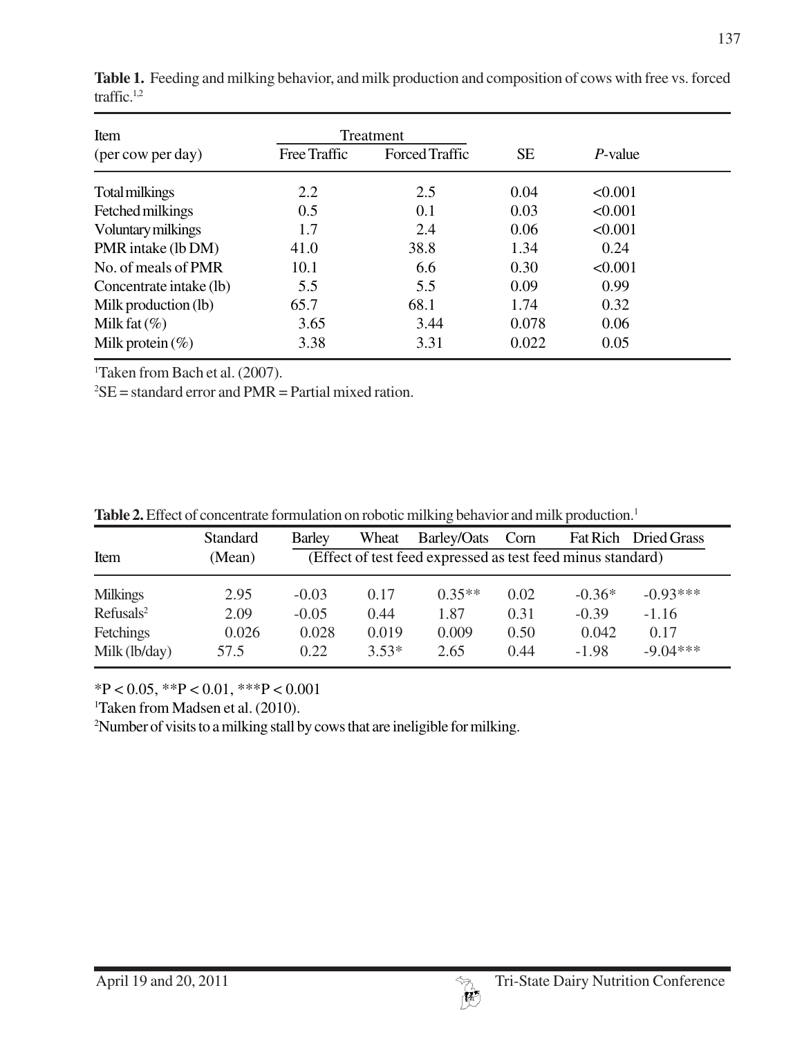**Table 1.** Feeding and milking behavior, and milk production and composition of cows with free vs. forced traffic.[1,2]

| Item (per cow per day) | Treatment | | SE | *P*-value |
|---|---|---|---|---|
| | Free Traffic | Forced Traffic | | |
| Total milkings | 2.2 | 2.5 | 0.04 | <0.001 |
| Fetched milkings | 0.5 | 0.1 | 0.03 | <0.001 |
| Voluntary milkings | 1.7 | 2.4 | 0.06 | <0.001 |
| PMR intake (lb DM) | 41.0 | 38.8 | 1.34 | 0.24 |
| No. of meals of PMR | 10.1 | 6.6 | 0.30 | <0.001 |
| Concentrate intake (lb) | 5.5 | 5.5 | 0.09 | 0.99 |
| Milk production (lb) | 65.7 | 68.1 | 1.74 | 0.32 |
| Milk fat (%) | 3.65 | 3.44 | 0.078 | 0.06 |
| Milk protein (%) | 3.38 | 3.31 | 0.022 | 0.05 |

[1]Taken from Bach et al. (2007).

[2]SE = standard error and PMR = Partial mixed ration.

**Table 2.** Effect of concentrate formulation on robotic milking behavior and milk production.[1]

| Item | Standard (Mean) | Barley | Wheat | Barley/Oats | Corn | Fat Rich | Dried Grass |
|---|---|---|---|---|---|---|---|
| | | (Effect of test feed expressed as test feed minus standard) | | | | | |
| Milkings | 2.95 | -0.03 | 0.17 | 0.35** | 0.02 | -0.36* | -0.93*** |
| Refusals[2] | 2.09 | -0.05 | 0.44 | 1.87 | 0.31 | -0.39 | -1.16 |
| Fetchings | 0.026 | 0.028 | 0.019 | 0.009 | 0.50 | 0.042 | 0.17 |
| Milk (lb/day) | 57.5 | 0.22 | 3.53* | 2.65 | 0.44 | -1.98 | -9.04*** |

*P < 0.05, **P < 0.01, ***P < 0.001

[1]Taken from Madsen et al. (2010).

[2]Number of visits to a milking stall by cows that are ineligible for milking.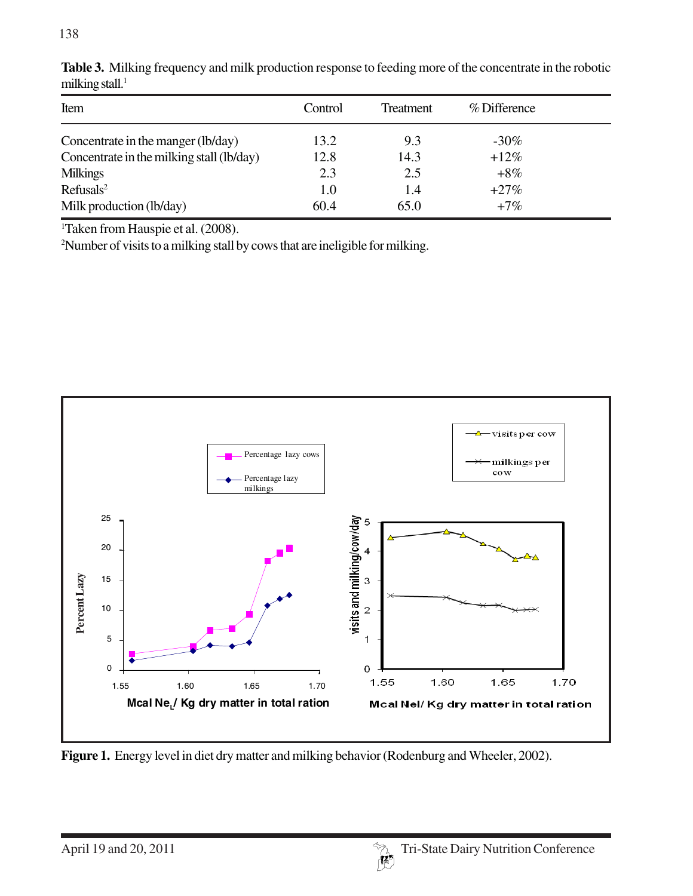**Table 3.** Milking frequency and milk production response to feeding more of the concentrate in the robotic milking stall.[1]

| Item | Control | Treatment | % Difference |
|---|---|---|---|
| Concentrate in the manger (lb/day) | 13.2 | 9.3 | -30% |
| Concentrate in the milking stall (lb/day) | 12.8 | 14.3 | +12% |
| Milkings | 2.3 | 2.5 | +8% |
| Refusals[2] | 1.0 | 1.4 | +27% |
| Milk production (lb/day) | 60.4 | 65.0 | +7% |

[1]Taken from Hauspie et al. (2008).

[2]Number of visits to a milking stall by cows that are ineligible for milking.

Percentage lazy cows
Percentage lazy milkings
Percent Lazy
25
20
15
10
5
0
1.55
1.60
1.65
1.70
Mcal $Ne_L$/ Kg dry matter in total ration

visits per cow
milkings per cow
visits and milking/cow/day
5
4
3
2
1
0
1.55
1.60
1.65
1.70
Mcal Nel/ Kg dry matter in total ration

**Figure 1.** Energy level in diet dry matter and milking behavior (Rodenburg and Wheeler, 2002).